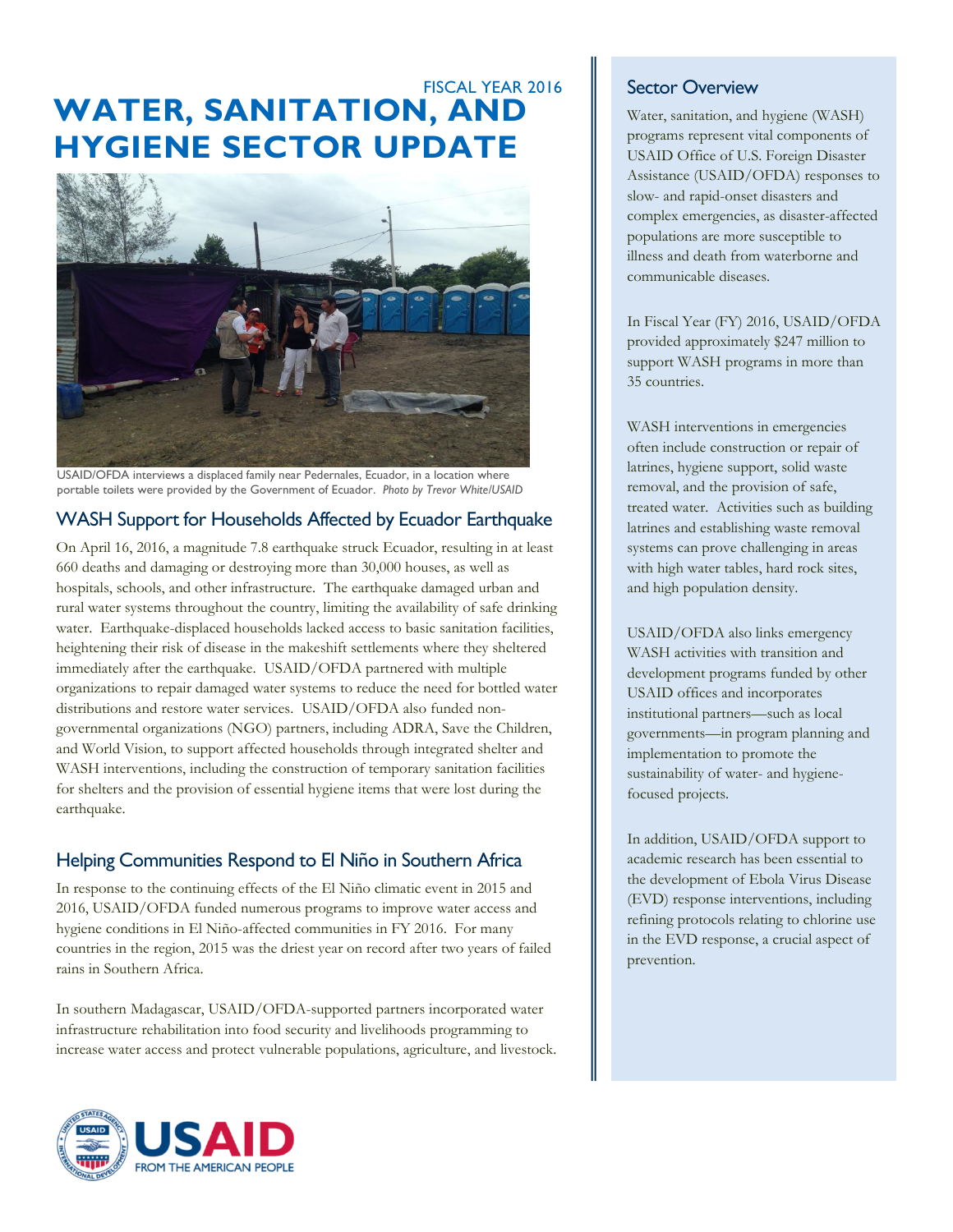FISCAL YEAR 2016

# WATER, SANITATION, AND HYGIENE SECTOR UPDATE

USAID/OFDA interviews a displaced family near Pedernales, Ecuador, in a location where portable toilets were provided by the Government of Ecuador. *Photo by Trevor White/USAID*

## WASH Support for Households Affected by Ecuador Earthquake

On April 16, 2016, a magnitude 7.8 earthquake struck Ecuador, resulting in at least 660 deaths and damaging or destroying more than 30,000 houses, as well as hospitals, schools, and other infrastructure. The earthquake damaged urban and rural water systems throughout the country, limiting the availability of safe drinking water. Earthquake-displaced households lacked access to basic sanitation facilities, heightening their risk of disease in the makeshift settlements where they sheltered immediately after the earthquake. USAID/OFDA partnered with multiple organizations to repair damaged water systems to reduce the need for bottled water distributions and restore water services. USAID/OFDA also funded non-governmental organizations (NGO) partners, including ADRA, Save the Children, and World Vision, to support affected households through integrated shelter and WASH interventions, including the construction of temporary sanitation facilities for shelters and the provision of essential hygiene items that were lost during the earthquake.

## Helping Communities Respond to El Niño in Southern Africa

In response to the continuing effects of the El Niño climatic event in 2015 and 2016, USAID/OFDA funded numerous programs to improve water access and hygiene conditions in El Niño-affected communities in FY 2016. For many countries in the region, 2015 was the driest year on record after two years of failed rains in Southern Africa.

In southern Madagascar, USAID/OFDA-supported partners incorporated water infrastructure rehabilitation into food security and livelihoods programming to increase water access and protect vulnerable populations, agriculture, and livestock.

## Sector Overview

Water, sanitation, and hygiene (WASH) programs represent vital components of USAID Office of U.S. Foreign Disaster Assistance (USAID/OFDA) responses to slow- and rapid-onset disasters and complex emergencies, as disaster-affected populations are more susceptible to illness and death from waterborne and communicable diseases.

In Fiscal Year (FY) 2016, USAID/OFDA provided approximately $247 million to support WASH programs in more than 35 countries.

WASH interventions in emergencies often include construction or repair of latrines, hygiene support, solid waste removal, and the provision of safe, treated water. Activities such as building latrines and establishing waste removal systems can prove challenging in areas with high water tables, hard rock sites, and high population density.

USAID/OFDA also links emergency WASH activities with transition and development programs funded by other USAID offices and incorporates institutional partners—such as local governments—in program planning and implementation to promote the sustainability of water- and hygiene-focused projects.

In addition, USAID/OFDA support to academic research has been essential to the development of Ebola Virus Disease (EVD) response interventions, including refining protocols relating to chlorine use in the EVD response, a crucial aspect of prevention.

USAID FROM THE AMERICAN PEOPLE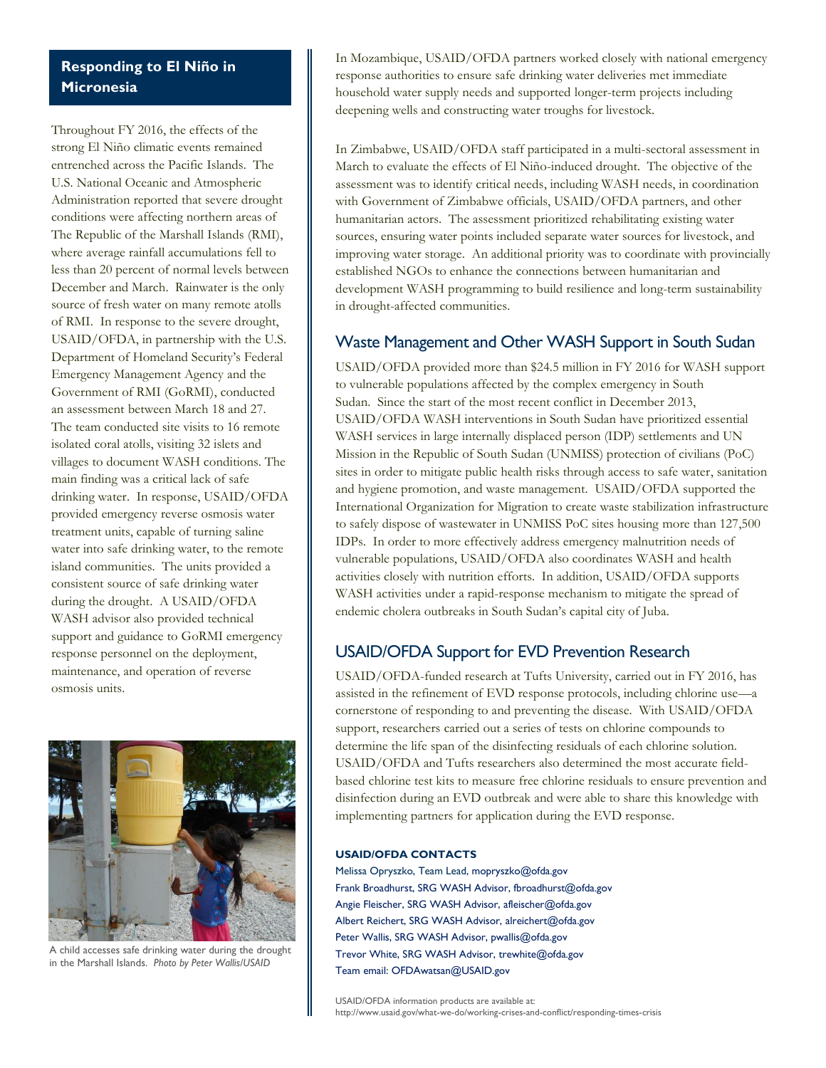## Responding to El Niño in Micronesia

Throughout FY 2016, the effects of the strong El Niño climatic events remained entrenched across the Pacific Islands. The U.S. National Oceanic and Atmospheric Administration reported that severe drought conditions were affecting northern areas of The Republic of the Marshall Islands (RMI), where average rainfall accumulations fell to less than 20 percent of normal levels between December and March. Rainwater is the only source of fresh water on many remote atolls of RMI. In response to the severe drought, USAID/OFDA, in partnership with the U.S. Department of Homeland Security's Federal Emergency Management Agency and the Government of RMI (GoRMI), conducted an assessment between March 18 and 27. The team conducted site visits to 16 remote isolated coral atolls, visiting 32 islets and villages to document WASH conditions. The main finding was a critical lack of safe drinking water. In response, USAID/OFDA provided emergency reverse osmosis water treatment units, capable of turning saline water into safe drinking water, to the remote island communities. The units provided a consistent source of safe drinking water during the drought. A USAID/OFDA WASH advisor also provided technical support and guidance to GoRMI emergency response personnel on the deployment, maintenance, and operation of reverse osmosis units.

A child accesses safe drinking water during the drought in the Marshall Islands. *Photo by Peter Wallis/USAID*

In Mozambique, USAID/OFDA partners worked closely with national emergency response authorities to ensure safe drinking water deliveries met immediate household water supply needs and supported longer-term projects including deepening wells and constructing water troughs for livestock.

In Zimbabwe, USAID/OFDA staff participated in a multi-sectoral assessment in March to evaluate the effects of El Niño-induced drought. The objective of the assessment was to identify critical needs, including WASH needs, in coordination with Government of Zimbabwe officials, USAID/OFDA partners, and other humanitarian actors. The assessment prioritized rehabilitating existing water sources, ensuring water points included separate water sources for livestock, and improving water storage. An additional priority was to coordinate with provincially established NGOs to enhance the connections between humanitarian and development WASH programming to build resilience and long-term sustainability in drought-affected communities.

## Waste Management and Other WASH Support in South Sudan

USAID/OFDA provided more than $24.5 million in FY 2016 for WASH support to vulnerable populations affected by the complex emergency in South Sudan. Since the start of the most recent conflict in December 2013, USAID/OFDA WASH interventions in South Sudan have prioritized essential WASH services in large internally displaced person (IDP) settlements and UN Mission in the Republic of South Sudan (UNMISS) protection of civilians (PoC) sites in order to mitigate public health risks through access to safe water, sanitation and hygiene promotion, and waste management. USAID/OFDA supported the International Organization for Migration to create waste stabilization infrastructure to safely dispose of wastewater in UNMISS PoC sites housing more than 127,500 IDPs. In order to more effectively address emergency malnutrition needs of vulnerable populations, USAID/OFDA also coordinates WASH and health activities closely with nutrition efforts. In addition, USAID/OFDA supports WASH activities under a rapid-response mechanism to mitigate the spread of endemic cholera outbreaks in South Sudan's capital city of Juba.

## USAID/OFDA Support for EVD Prevention Research

USAID/OFDA-funded research at Tufts University, carried out in FY 2016, has assisted in the refinement of EVD response protocols, including chlorine use—a cornerstone of responding to and preventing the disease. With USAID/OFDA support, researchers carried out a series of tests on chlorine compounds to determine the life span of the disinfecting residuals of each chlorine solution. USAID/OFDA and Tufts researchers also determined the most accurate field-based chlorine test kits to measure free chlorine residuals to ensure prevention and disinfection during an EVD outbreak and were able to share this knowledge with implementing partners for application during the EVD response.

**USAID/OFDA CONTACTS**

Melissa Opryszko, Team Lead, mopryszko@ofda.gov
Frank Broadhurst, SRG WASH Advisor, fbroadhurst@ofda.gov
Angie Fleischer, SRG WASH Advisor, afleischer@ofda.gov
Albert Reichert, SRG WASH Advisor, alreichert@ofda.gov
Peter Wallis, SRG WASH Advisor, pwallis@ofda.gov
Trevor White, SRG WASH Advisor, trewhite@ofda.gov
Team email: OFDAwatsan@USAID.gov

USAID/OFDA information products are available at:
http://www.usaid.gov/what-we-do/working-crises-and-conflict/responding-times-crisis